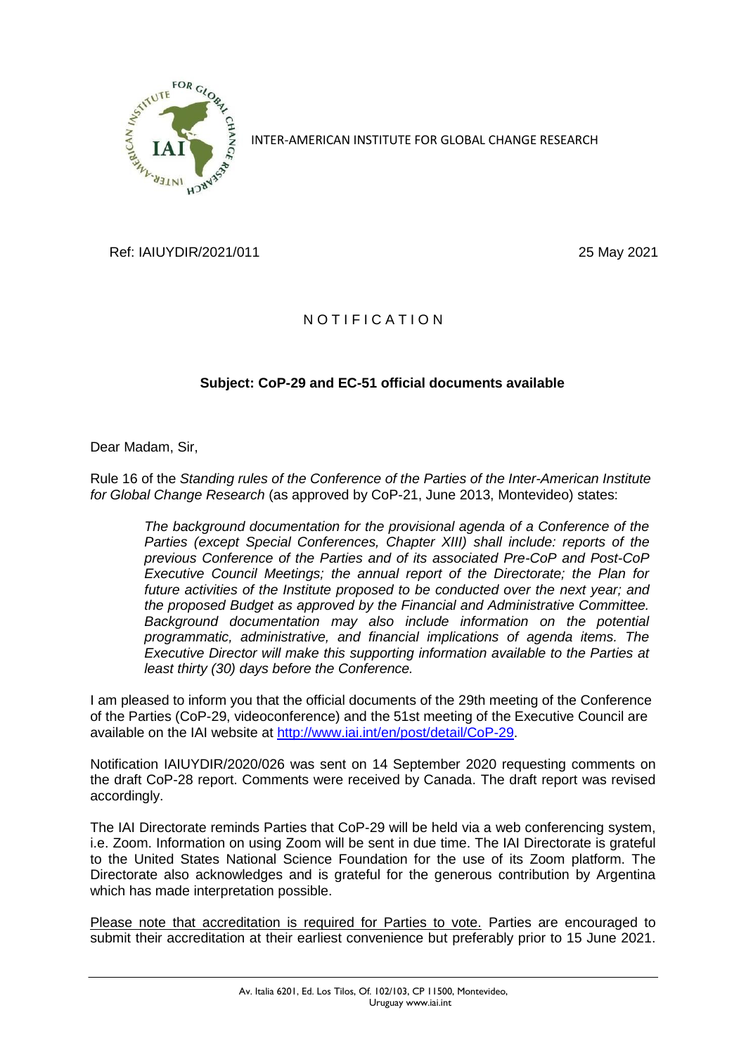INTER-AMERICAN INSTITUTE FOR GLOBAL CHANGE RESEARCH

Ref: IAIUYDIR/2021/011

25 May 2021

# N O T I F I C A T I O N

**Subject: CoP-29 and EC-51 official documents available**

Dear Madam, Sir,

Rule 16 of the *Standing rules of the Conference of the Parties of the Inter-American Institute for Global Change Research* (as approved by CoP-21, June 2013, Montevideo) states:

> *The background documentation for the provisional agenda of a Conference of the Parties (except Special Conferences, Chapter XIII) shall include: reports of the previous Conference of the Parties and of its associated Pre-CoP and Post-CoP Executive Council Meetings; the annual report of the Directorate; the Plan for future activities of the Institute proposed to be conducted over the next year; and the proposed Budget as approved by the Financial and Administrative Committee. Background documentation may also include information on the potential programmatic, administrative, and financial implications of agenda items. The Executive Director will make this supporting information available to the Parties at least thirty (30) days before the Conference.*

I am pleased to inform you that the official documents of the 29th meeting of the Conference of the Parties (CoP-29, videoconference) and the 51st meeting of the Executive Council are available on the IAI website at [http://www.iai.int/en/post/detail/CoP-29](http://www.iai.int/en/post/detail/CoP-29).

Notification IAIUYDIR/2020/026 was sent on 14 September 2020 requesting comments on the draft CoP-28 report. Comments were received by Canada. The draft report was revised accordingly.

The IAI Directorate reminds Parties that CoP-29 will be held via a web conferencing system, i.e. Zoom. Information on using Zoom will be sent in due time. The IAI Directorate is grateful to the United States National Science Foundation for the use of its Zoom platform. The Directorate also acknowledges and is grateful for the generous contribution by Argentina which has made interpretation possible.

<u>Please note that accreditation is required for Parties to vote.</u> Parties are encouraged to submit their accreditation at their earliest convenience but preferably prior to 15 June 2021.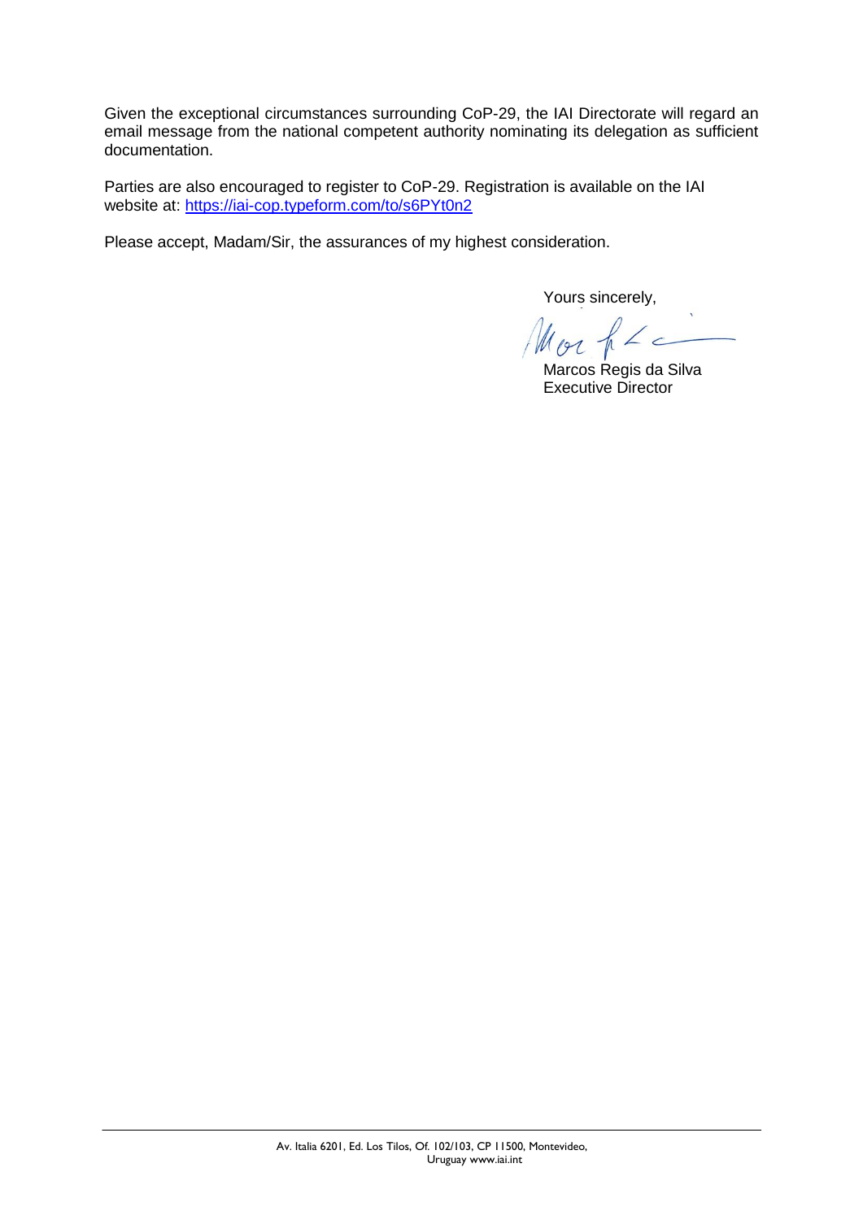Given the exceptional circumstances surrounding CoP-29, the IAI Directorate will regard an email message from the national competent authority nominating its delegation as sufficient documentation.

Parties are also encouraged to register to CoP-29. Registration is available on the IAI website at: [https://iai-cop.typeform.com/to/s6PYt0n2](https://iai-cop.typeform.com/to/s6PYt0n2)

Please accept, Madam/Sir, the assurances of my highest consideration.

Yours sincerely,

Marcos Regis da Silva
Executive Director